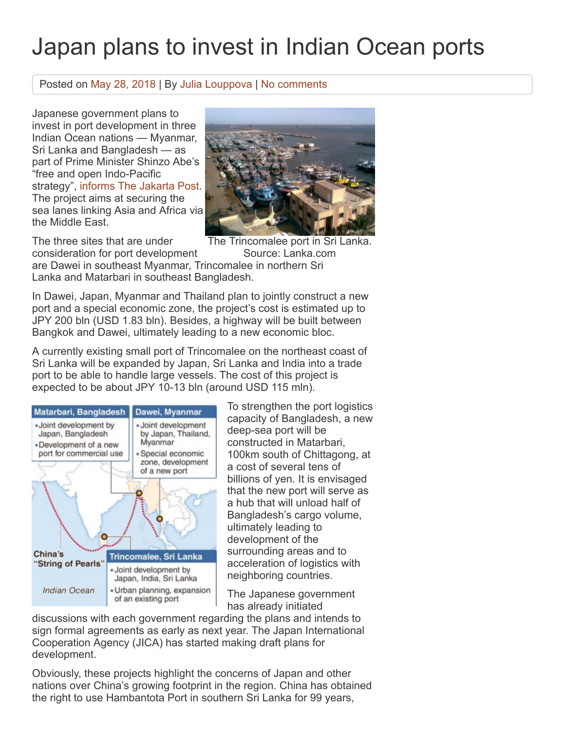# Japan plans to invest in Indian Ocean ports

Posted on May 28, 2018 | By Julia Louppova | No comments

Japanese government plans to invest in port development in three Indian Ocean nations — Myanmar, Sri Lanka and Bangladesh — as part of Prime Minister Shinzo Abe's "free and open Indo-Pacific strategy", informs The Jakarta Post. The project aims at securing the sea lanes linking Asia and Africa via the Middle East.

The Trincomalee port in Sri Lanka. Source: Lanka.com

The three sites that are under consideration for port development are Dawei in southeast Myanmar, Trincomalee in northern Sri Lanka and Matarbari in southeast Bangladesh.

In Dawei, Japan, Myanmar and Thailand plan to jointly construct a new port and a special economic zone, the project's cost is estimated up to JPY 200 bln (USD 1.83 bln). Besides, a highway will be built between Bangkok and Dawei, ultimately leading to a new economic bloc.

A currently existing small port of Trincomalee on the northeast coast of Sri Lanka will be expanded by Japan, Sri Lanka and India into a trade port to be able to handle large vessels. The cost of this project is expected to be about JPY 10-13 bln (around USD 115 mln).

**Matarbari, Bangladesh**
- Joint development by Japan, Bangladesh
- Development of a new port for commercial use

**Dawei, Myanmar**
- Joint development by Japan, Thailand, Myanmar
- Special economic zone, development of a new port

**Trincomalee, Sri Lanka**
- Joint development by Japan, India, Sri Lanka
- Urban planning, expansion of an existing port

China's "String of Pearls"

Indian Ocean

To strengthen the port logistics capacity of Bangladesh, a new deep-sea port will be constructed in Matarbari, 100km south of Chittagong, at a cost of several tens of billions of yen. It is envisaged that the new port will serve as a hub that will unload half of Bangladesh's cargo volume, ultimately leading to development of the surrounding areas and to acceleration of logistics with neighboring countries.

The Japanese government has already initiated discussions with each government regarding the plans and intends to sign formal agreements as early as next year. The Japan International Cooperation Agency (JICA) has started making draft plans for development.

Obviously, these projects highlight the concerns of Japan and other nations over China's growing footprint in the region. China has obtained the right to use Hambantota Port in southern Sri Lanka for 99 years,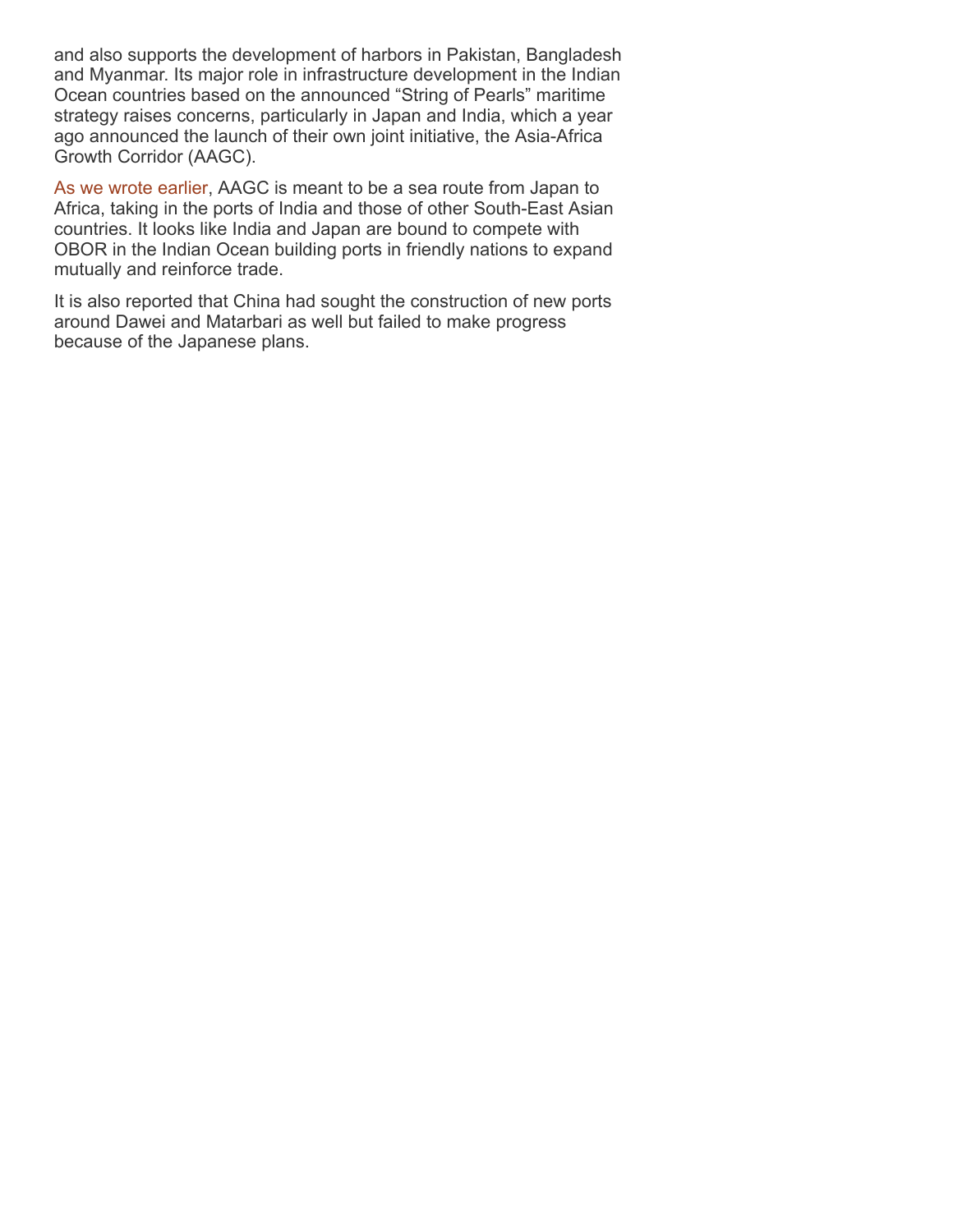and also supports the development of harbors in Pakistan, Bangladesh and Myanmar. Its major role in infrastructure development in the Indian Ocean countries based on the announced “String of Pearls” maritime strategy raises concerns, particularly in Japan and India, which a year ago announced the launch of their own joint initiative, the Asia-Africa Growth Corridor (AAGC).

As we wrote earlier, AAGC is meant to be a sea route from Japan to Africa, taking in the ports of India and those of other South-East Asian countries. It looks like India and Japan are bound to compete with OBOR in the Indian Ocean building ports in friendly nations to expand mutually and reinforce trade.

It is also reported that China had sought the construction of new ports around Dawei and Matarbari as well but failed to make progress because of the Japanese plans.